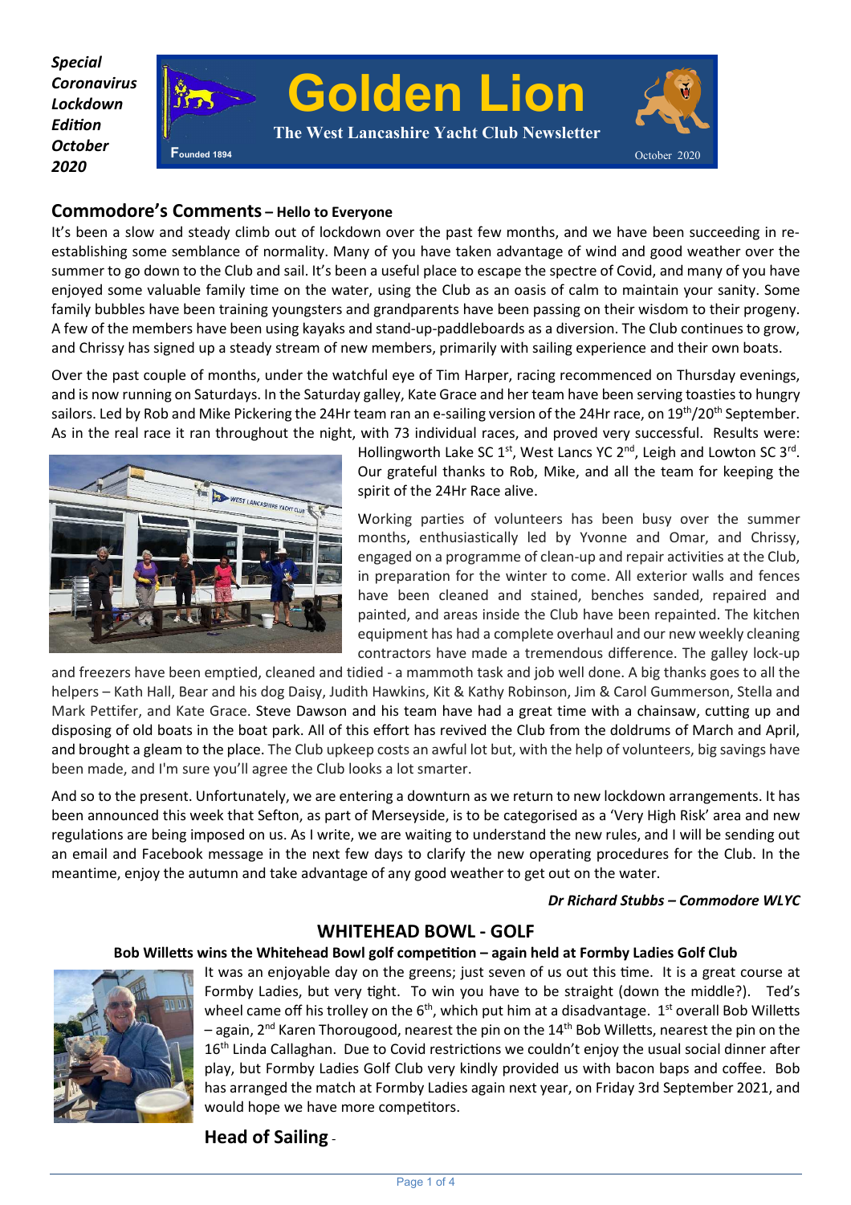*Special Coronavirus Lockdown Edition October 2020*

# Golden Lion

**The West Lancashire Yacht Club Newsletter**

Founded 1894

October 2020

## Commodore's Comments – Hello to Everyone

It's been a slow and steady climb out of lockdown over the past few months, and we have been succeeding in re-establishing some semblance of normality. Many of you have taken advantage of wind and good weather over the summer to go down to the Club and sail. It's been a useful place to escape the spectre of Covid, and many of you have enjoyed some valuable family time on the water, using the Club as an oasis of calm to maintain your sanity. Some family bubbles have been training youngsters and grandparents have been passing on their wisdom to their progeny. A few of the members have been using kayaks and stand-up-paddleboards as a diversion. The Club continues to grow, and Chrissy has signed up a steady stream of new members, primarily with sailing experience and their own boats.

Over the past couple of months, under the watchful eye of Tim Harper, racing recommenced on Thursday evenings, and is now running on Saturdays. In the Saturday galley, Kate Grace and her team have been serving toasties to hungry sailors. Led by Rob and Mike Pickering the 24Hr team ran an e-sailing version of the 24Hr race, on 19th/20th September. As in the real race it ran throughout the night, with 73 individual races, and proved very successful. Results were: Hollingworth Lake SC 1st, West Lancs YC 2nd, Leigh and Lowton SC 3rd. Our grateful thanks to Rob, Mike, and all the team for keeping the spirit of the 24Hr Race alive.

Working parties of volunteers has been busy over the summer months, enthusiastically led by Yvonne and Omar, and Chrissy, engaged on a programme of clean-up and repair activities at the Club, in preparation for the winter to come. All exterior walls and fences have been cleaned and stained, benches sanded, repaired and painted, and areas inside the Club have been repainted. The kitchen equipment has had a complete overhaul and our new weekly cleaning contractors have made a tremendous difference. The galley lock-up and freezers have been emptied, cleaned and tidied - a mammoth task and job well done. A big thanks goes to all the helpers – Kath Hall, Bear and his dog Daisy, Judith Hawkins, Kit & Kathy Robinson, Jim & Carol Gummerson, Stella and Mark Pettifer, and Kate Grace. Steve Dawson and his team have had a great time with a chainsaw, cutting up and disposing of old boats in the boat park. All of this effort has revived the Club from the doldrums of March and April, and brought a gleam to the place. The Club upkeep costs an awful lot but, with the help of volunteers, big savings have been made, and I'm sure you'll agree the Club looks a lot smarter.

And so to the present. Unfortunately, we are entering a downturn as we return to new lockdown arrangements. It has been announced this week that Sefton, as part of Merseyside, is to be categorised as a 'Very High Risk' area and new regulations are being imposed on us. As I write, we are waiting to understand the new rules, and I will be sending out an email and Facebook message in the next few days to clarify the new operating procedures for the Club. In the meantime, enjoy the autumn and take advantage of any good weather to get out on the water.

***Dr Richard Stubbs – Commodore WLYC***

## WHITEHEAD BOWL - GOLF

**Bob Willetts wins the Whitehead Bowl golf competition – again held at Formby Ladies Golf Club**

It was an enjoyable day on the greens; just seven of us out this time. It is a great course at Formby Ladies, but very tight. To win you have to be straight (down the middle?). Ted's wheel came off his trolley on the 6th, which put him at a disadvantage. 1st overall Bob Willetts – again, 2nd Karen Thorougood, nearest the pin on the 14th Bob Willetts, nearest the pin on the 16th Linda Callaghan. Due to Covid restrictions we couldn't enjoy the usual social dinner after play, but Formby Ladies Golf Club very kindly provided us with bacon baps and coffee. Bob has arranged the match at Formby Ladies again next year, on Friday 3rd September 2021, and would hope we have more competitors.

## Head of Sailing -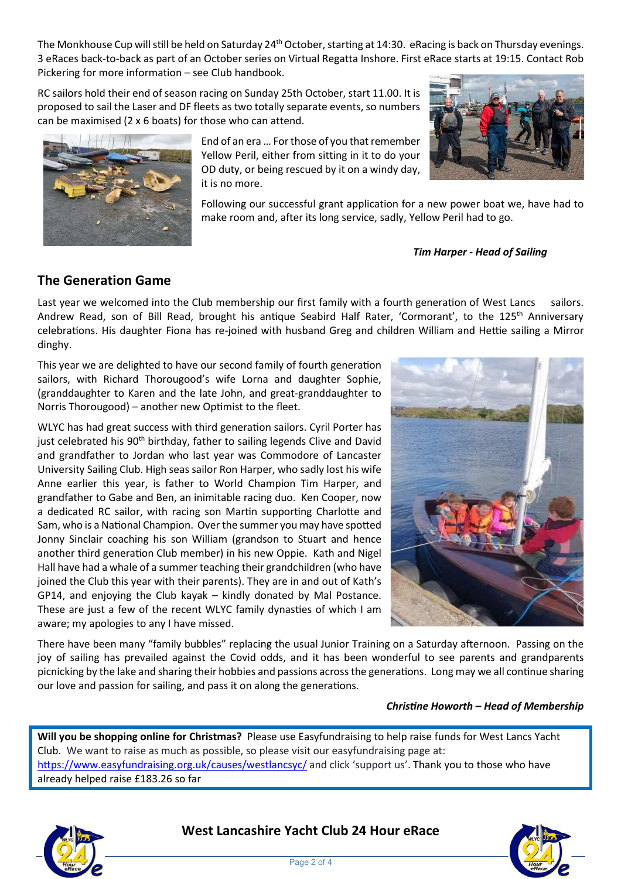The Monkhouse Cup will still be held on Saturday 24th October, starting at 14:30. eRacing is back on Thursday evenings. 3 eRaces back-to-back as part of an October series on Virtual Regatta Inshore. First eRace starts at 19:15. Contact Rob Pickering for more information – see Club handbook.

RC sailors hold their end of season racing on Sunday 25th October, start 11.00. It is proposed to sail the Laser and DF fleets as two totally separate events, so numbers can be maximised (2 x 6 boats) for those who can attend.

End of an era … For those of you that remember Yellow Peril, either from sitting in it to do your OD duty, or being rescued by it on a windy day, it is no more.

Following our successful grant application for a new power boat we, have had to make room and, after its long service, sadly, Yellow Peril had to go.

***Tim Harper - Head of Sailing***

## The Generation Game

Last year we welcomed into the Club membership our first family with a fourth generation of West Lancs sailors. Andrew Read, son of Bill Read, brought his antique Seabird Half Rater, 'Cormorant', to the 125th Anniversary celebrations. His daughter Fiona has re-joined with husband Greg and children William and Hettie sailing a Mirror dinghy.

This year we are delighted to have our second family of fourth generation sailors, with Richard Thorougood's wife Lorna and daughter Sophie, (granddaughter to Karen and the late John, and great-granddaughter to Norris Thorougood) – another new Optimist to the fleet.

WLYC has had great success with third generation sailors. Cyril Porter has just celebrated his 90th birthday, father to sailing legends Clive and David and grandfather to Jordan who last year was Commodore of Lancaster University Sailing Club. High seas sailor Ron Harper, who sadly lost his wife Anne earlier this year, is father to World Champion Tim Harper, and grandfather to Gabe and Ben, an inimitable racing duo. Ken Cooper, now a dedicated RC sailor, with racing son Martin supporting Charlotte and Sam, who is a National Champion. Over the summer you may have spotted Jonny Sinclair coaching his son William (grandson to Stuart and hence another third generation Club member) in his new Oppie. Kath and Nigel Hall have had a whale of a summer teaching their grandchildren (who have joined the Club this year with their parents). They are in and out of Kath's GP14, and enjoying the Club kayak – kindly donated by Mal Postance. These are just a few of the recent WLYC family dynasties of which I am aware; my apologies to any I have missed.

There have been many "family bubbles" replacing the usual Junior Training on a Saturday afternoon. Passing on the joy of sailing has prevailed against the Covid odds, and it has been wonderful to see parents and grandparents picnicking by the lake and sharing their hobbies and passions across the generations. Long may we all continue sharing our love and passion for sailing, and pass it on along the generations.

***Christine Howorth – Head of Membership***

**Will you be shopping online for Christmas?** Please use Easyfundraising to help raise funds for West Lancs Yacht Club. We want to raise as much as possible, so please visit our easyfundraising page at: https://www.easyfundraising.org.uk/causes/westlancsyc/ and click 'support us'. Thank you to those who have already helped raise £183.26 so far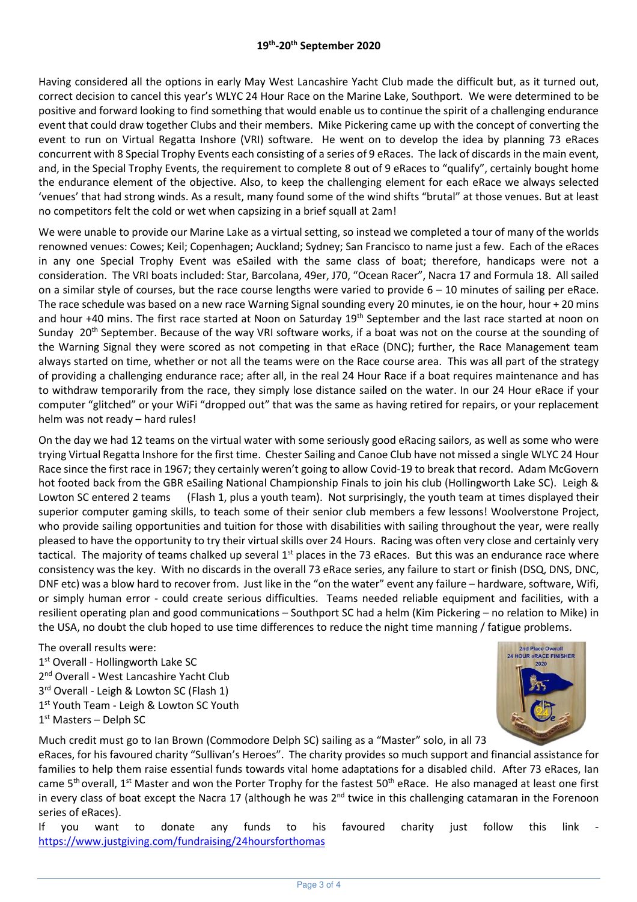**19th-20th September 2020**

Having considered all the options in early May West Lancashire Yacht Club made the difficult but, as it turned out, correct decision to cancel this year's WLYC 24 Hour Race on the Marine Lake, Southport. We were determined to be positive and forward looking to find something that would enable us to continue the spirit of a challenging endurance event that could draw together Clubs and their members. Mike Pickering came up with the concept of converting the event to run on Virtual Regatta Inshore (VRI) software. He went on to develop the idea by planning 73 eRaces concurrent with 8 Special Trophy Events each consisting of a series of 9 eRaces. The lack of discards in the main event, and, in the Special Trophy Events, the requirement to complete 8 out of 9 eRaces to "qualify", certainly bought home the endurance element of the objective. Also, to keep the challenging element for each eRace we always selected 'venues' that had strong winds. As a result, many found some of the wind shifts "brutal" at those venues. But at least no competitors felt the cold or wet when capsizing in a brief squall at 2am!

We were unable to provide our Marine Lake as a virtual setting, so instead we completed a tour of many of the worlds renowned venues: Cowes; Keil; Copenhagen; Auckland; Sydney; San Francisco to name just a few. Each of the eRaces in any one Special Trophy Event was eSailed with the same class of boat; therefore, handicaps were not a consideration. The VRI boats included: Star, Barcolana, 49er, J70, "Ocean Racer", Nacra 17 and Formula 18. All sailed on a similar style of courses, but the race course lengths were varied to provide 6 – 10 minutes of sailing per eRace. The race schedule was based on a new race Warning Signal sounding every 20 minutes, ie on the hour, hour + 20 mins and hour +40 mins. The first race started at Noon on Saturday 19th September and the last race started at noon on Sunday 20th September. Because of the way VRI software works, if a boat was not on the course at the sounding of the Warning Signal they were scored as not competing in that eRace (DNC); further, the Race Management team always started on time, whether or not all the teams were on the Race course area. This was all part of the strategy of providing a challenging endurance race; after all, in the real 24 Hour Race if a boat requires maintenance and has to withdraw temporarily from the race, they simply lose distance sailed on the water. In our 24 Hour eRace if your computer "glitched" or your WiFi "dropped out" that was the same as having retired for repairs, or your replacement helm was not ready – hard rules!

On the day we had 12 teams on the virtual water with some seriously good eRacing sailors, as well as some who were trying Virtual Regatta Inshore for the first time. Chester Sailing and Canoe Club have not missed a single WLYC 24 Hour Race since the first race in 1967; they certainly weren't going to allow Covid-19 to break that record. Adam McGovern hot footed back from the GBR eSailing National Championship Finals to join his club (Hollingworth Lake SC). Leigh & Lowton SC entered 2 teams (Flash 1, plus a youth team). Not surprisingly, the youth team at times displayed their superior computer gaming skills, to teach some of their senior club members a few lessons! Woolverstone Project, who provide sailing opportunities and tuition for those with disabilities with sailing throughout the year, were really pleased to have the opportunity to try their virtual skills over 24 Hours. Racing was often very close and certainly very tactical. The majority of teams chalked up several 1st places in the 73 eRaces. But this was an endurance race where consistency was the key. With no discards in the overall 73 eRace series, any failure to start or finish (DSQ, DNS, DNC, DNF etc) was a blow hard to recover from. Just like in the "on the water" event any failure – hardware, software, Wifi, or simply human error - could create serious difficulties. Teams needed reliable equipment and facilities, with a resilient operating plan and good communications – Southport SC had a helm (Kim Pickering – no relation to Mike) in the USA, no doubt the club hoped to use time differences to reduce the night time manning / fatigue problems.

The overall results were:

1st Overall - Hollingworth Lake SC
2nd Overall - West Lancashire Yacht Club
3rd Overall - Leigh & Lowton SC (Flash 1)
1st Youth Team - Leigh & Lowton SC Youth
1st Masters – Delph SC

Much credit must go to Ian Brown (Commodore Delph SC) sailing as a "Master" solo, in all 73 eRaces, for his favoured charity "Sullivan's Heroes". The charity provides so much support and financial assistance for families to help them raise essential funds towards vital home adaptations for a disabled child. After 73 eRaces, Ian came 5th overall, 1st Master and won the Porter Trophy for the fastest 50th eRace. He also managed at least one first in every class of boat except the Nacra 17 (although he was 2nd twice in this challenging catamaran in the Forenoon series of eRaces).

If you want to donate any funds to his favoured charity just follow this link - https://www.justgiving.com/fundraising/24hoursforthomas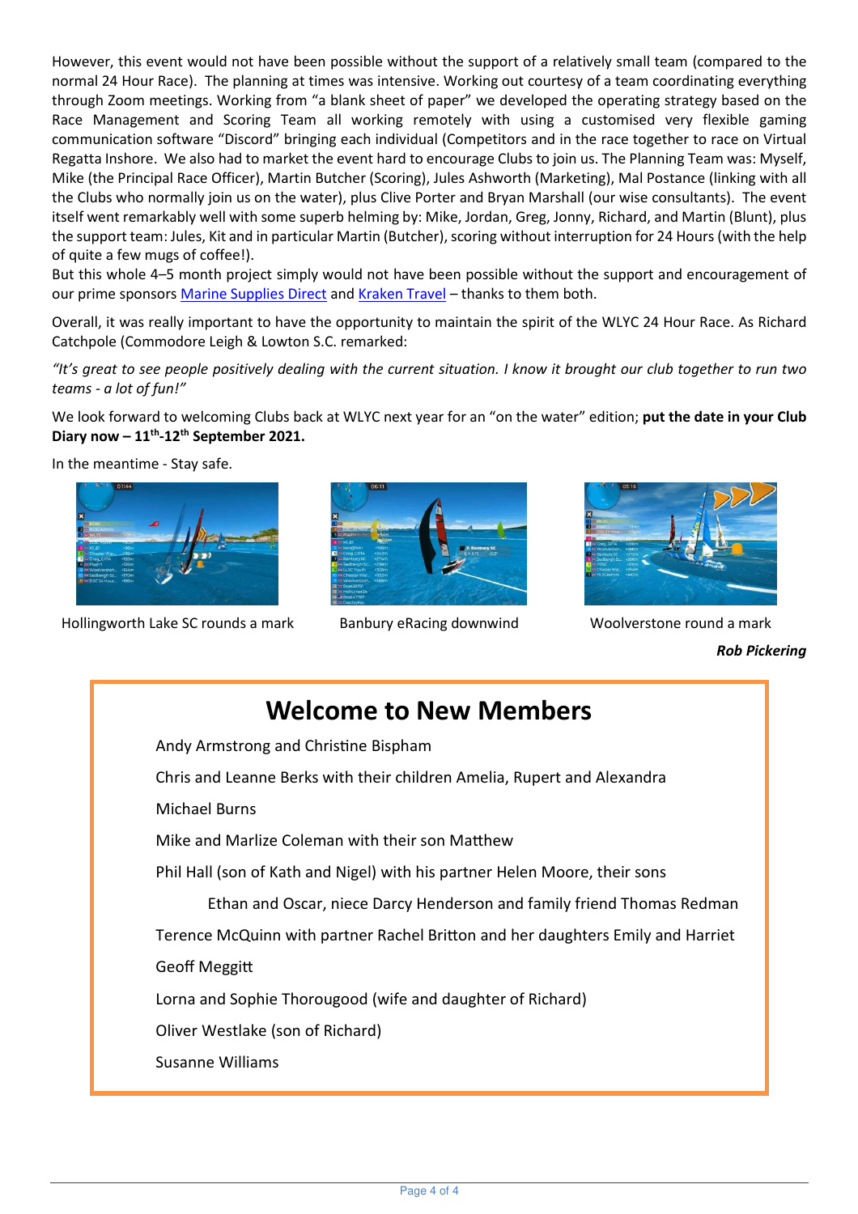However, this event would not have been possible without the support of a relatively small team (compared to the normal 24 Hour Race). The planning at times was intensive. Working out courtesy of a team coordinating everything through Zoom meetings. Working from "a blank sheet of paper" we developed the operating strategy based on the Race Management and Scoring Team all working remotely with using a customised very flexible gaming communication software "Discord" bringing each individual (Competitors and in the race together to race on Virtual Regatta Inshore. We also had to market the event hard to encourage Clubs to join us. The Planning Team was: Myself, Mike (the Principal Race Officer), Martin Butcher (Scoring), Jules Ashworth (Marketing), Mal Postance (linking with all the Clubs who normally join us on the water), plus Clive Porter and Bryan Marshall (our wise consultants). The event itself went remarkably well with some superb helming by: Mike, Jordan, Greg, Jonny, Richard, and Martin (Blunt), plus the support team: Jules, Kit and in particular Martin (Butcher), scoring without interruption for 24 Hours (with the help of quite a few mugs of coffee!).

But this whole 4–5 month project simply would not have been possible without the support and encouragement of our prime sponsors [Marine Supplies Direct] and [Kraken Travel] – thanks to them both.

Overall, it was really important to have the opportunity to maintain the spirit of the WLYC 24 Hour Race. As Richard Catchpole (Commodore Leigh & Lowton S.C. remarked:

*"It's great to see people positively dealing with the current situation. I know it brought our club together to run two teams - a lot of fun!"*

We look forward to welcoming Clubs back at WLYC next year for an "on the water" edition; **put the date in your Club Diary now – 11th-12th September 2021.**

In the meantime - Stay safe.

Hollingworth Lake SC rounds a mark

Banbury eRacing downwind

Woolverstone round a mark

***Rob Pickering***

## Welcome to New Members

Andy Armstrong and Christine Bispham

Chris and Leanne Berks with their children Amelia, Rupert and Alexandra

Michael Burns

Mike and Marlize Coleman with their son Matthew

Phil Hall (son of Kath and Nigel) with his partner Helen Moore, their sons Ethan and Oscar, niece Darcy Henderson and family friend Thomas Redman

Terence McQuinn with partner Rachel Britton and her daughters Emily and Harriet

Geoff Meggitt

Lorna and Sophie Thorougood (wife and daughter of Richard)

Oliver Westlake (son of Richard)

Susanne Williams